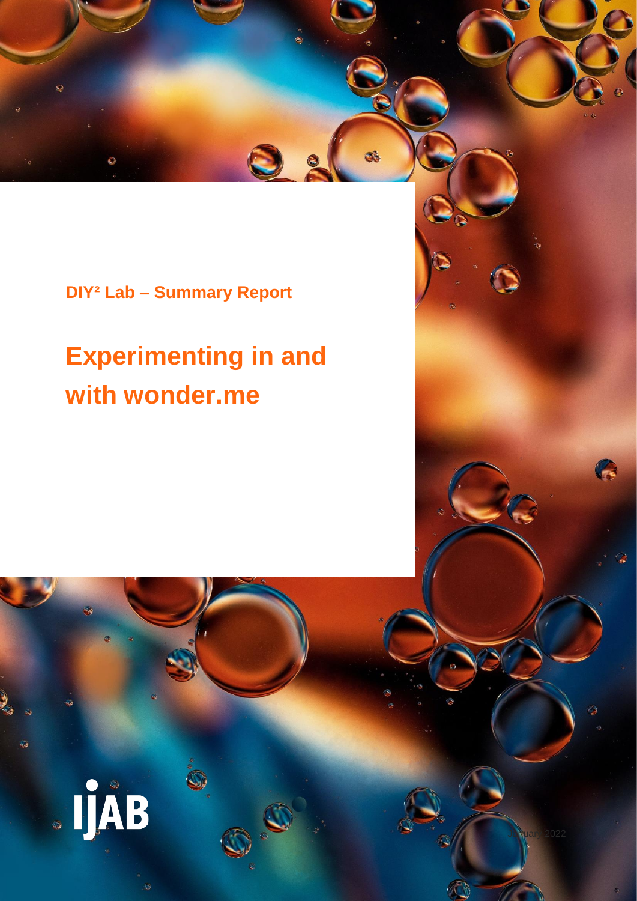DIY² Lab – Summary Report

# Experimenting in and with wonder.me

IJAB

January 2022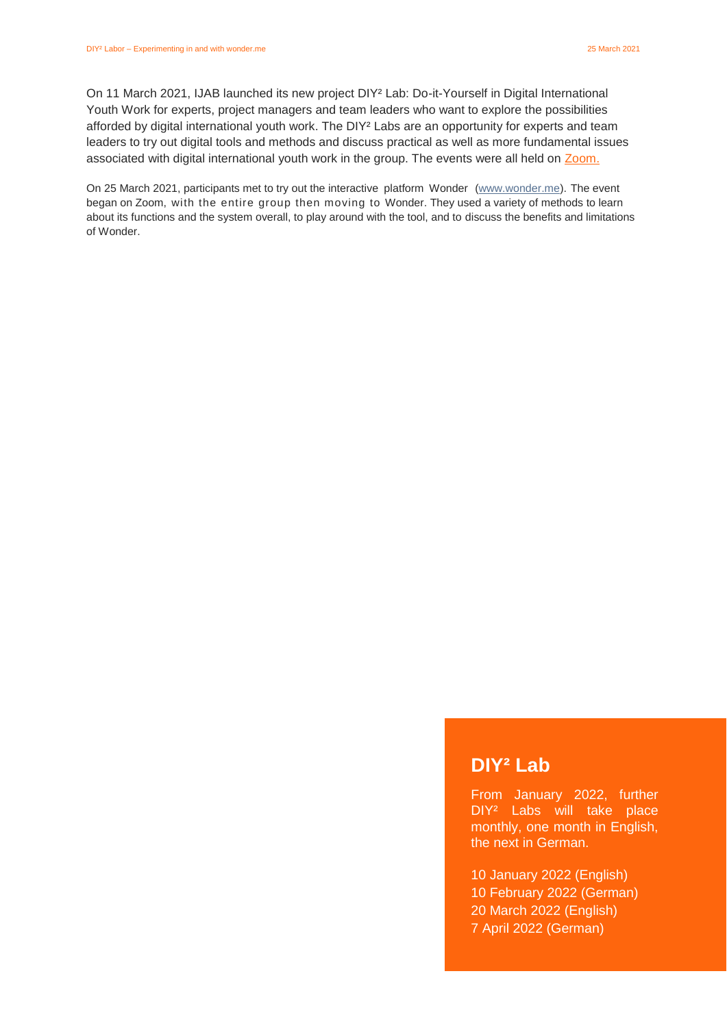On 11 March 2021, IJAB launched its new project DIY² Lab: Do-it-Yourself in Digital International Youth Work for experts, project managers and team leaders who want to explore the possibilities afforded by digital international youth work. The DIY² Labs are an opportunity for experts and team leaders to try out digital tools and methods and discuss practical as well as more fundamental issues associated with digital international youth work in the group. The events were all held on Zoom.

On 25 March 2021, participants met to try out the interactive platform Wonder (www.wonder.me). The event began on Zoom, with the entire group then moving to Wonder. They used a variety of methods to learn about its functions and the system overall, to play around with the tool, and to discuss the benefits and limitations of Wonder.

## DIY² Lab

From January 2022, further DIY² Labs will take place monthly, one month in English, the next in German.

10 January 2022 (English)
10 February 2022 (German)
20 March 2022 (English)
7 April 2022 (German)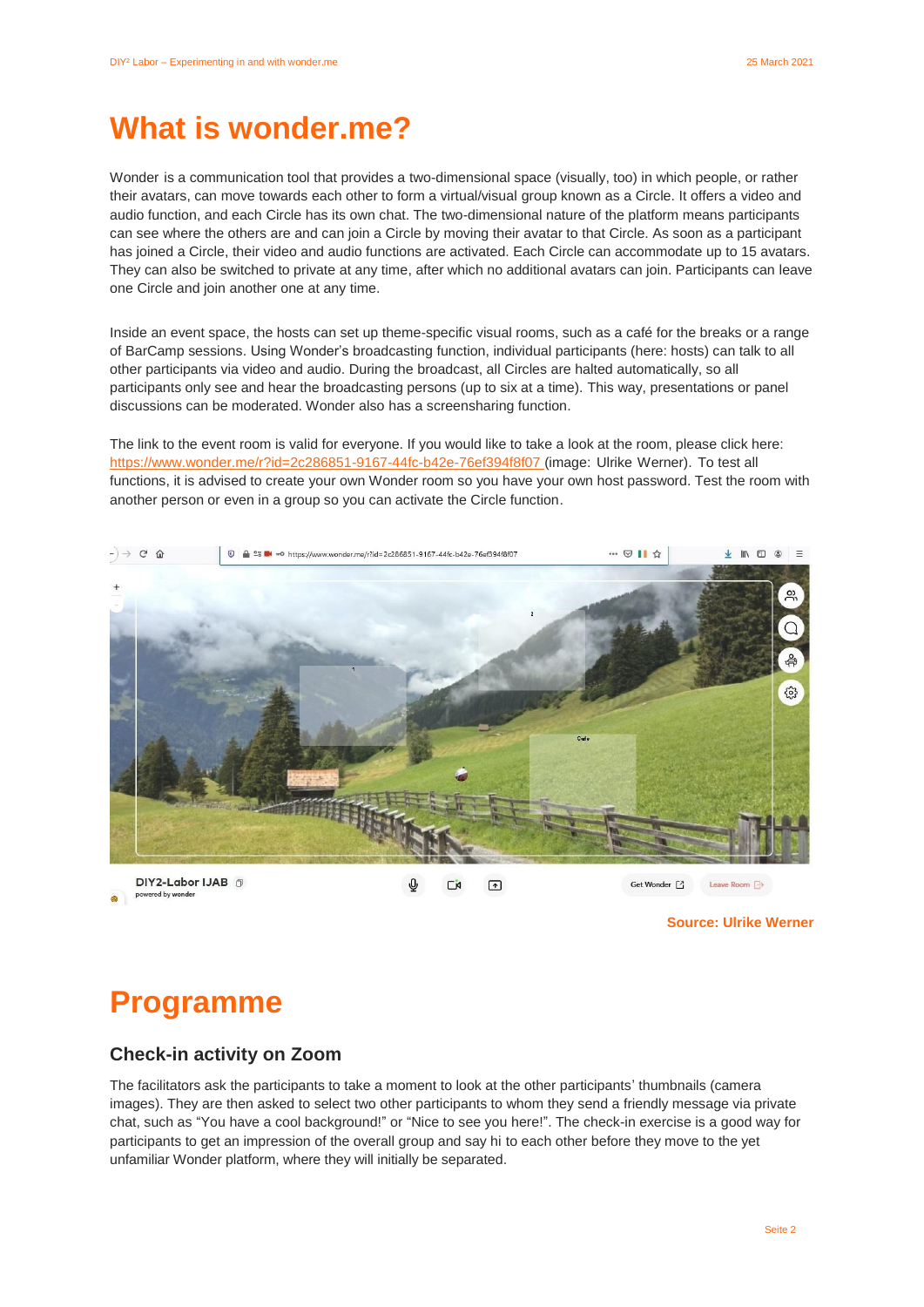# What is wonder.me?

Wonder is a communication tool that provides a two-dimensional space (visually, too) in which people, or rather their avatars, can move towards each other to form a virtual/visual group known as a Circle. It offers a video and audio function, and each Circle has its own chat. The two-dimensional nature of the platform means participants can see where the others are and can join a Circle by moving their avatar to that Circle. As soon as a participant has joined a Circle, their video and audio functions are activated. Each Circle can accommodate up to 15 avatars. They can also be switched to private at any time, after which no additional avatars can join. Participants can leave one Circle and join another one at any time.

Inside an event space, the hosts can set up theme-specific visual rooms, such as a café for the breaks or a range of BarCamp sessions. Using Wonder's broadcasting function, individual participants (here: hosts) can talk to all other participants via video and audio. During the broadcast, all Circles are halted automatically, so all participants only see and hear the broadcasting persons (up to six at a time). This way, presentations or panel discussions can be moderated. Wonder also has a screensharing function.

The link to the event room is valid for everyone. If you would like to take a look at the room, please click here: https://www.wonder.me/r?id=2c286851-9167-44fc-b42e-76ef394f8f07 (image: Ulrike Werner). To test all functions, it is advised to create your own Wonder room so you have your own host password. Test the room with another person or even in a group so you can activate the Circle function.

Source: Ulrike Werner

# Programme

## Check-in activity on Zoom

The facilitators ask the participants to take a moment to look at the other participants' thumbnails (camera images). They are then asked to select two other participants to whom they send a friendly message via private chat, such as "You have a cool background!" or "Nice to see you here!". The check-in exercise is a good way for participants to get an impression of the overall group and say hi to each other before they move to the yet unfamiliar Wonder platform, where they will initially be separated.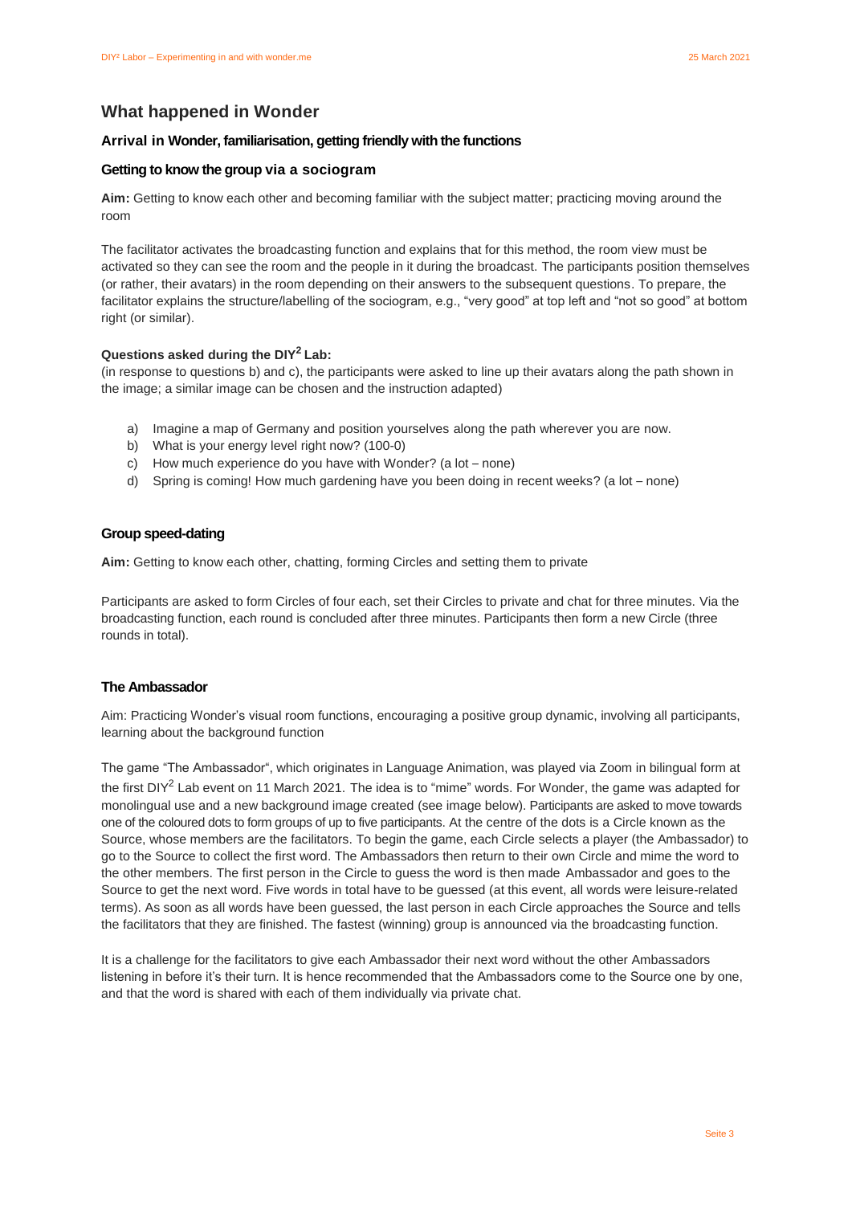## What happened in Wonder

### Arrival in Wonder, familiarisation, getting friendly with the functions

### Getting to know the group via a sociogram

**Aim:** Getting to know each other and becoming familiar with the subject matter; practicing moving around the room

The facilitator activates the broadcasting function and explains that for this method, the room view must be activated so they can see the room and the people in it during the broadcast. The participants position themselves (or rather, their avatars) in the room depending on their answers to the subsequent questions. To prepare, the facilitator explains the structure/labelling of the sociogram, e.g., "very good" at top left and "not so good" at bottom right (or similar).

**Questions asked during the DIY² Lab:**

(in response to questions b) and c), the participants were asked to line up their avatars along the path shown in the image; a similar image can be chosen and the instruction adapted)

a) Imagine a map of Germany and position yourselves along the path wherever you are now.
b) What is your energy level right now? (100-0)
c) How much experience do you have with Wonder? (a lot – none)
d) Spring is coming! How much gardening have you been doing in recent weeks? (a lot – none)

### Group speed-dating

**Aim:** Getting to know each other, chatting, forming Circles and setting them to private

Participants are asked to form Circles of four each, set their Circles to private and chat for three minutes. Via the broadcasting function, each round is concluded after three minutes. Participants then form a new Circle (three rounds in total).

### The Ambassador

Aim: Practicing Wonder's visual room functions, encouraging a positive group dynamic, involving all participants, learning about the background function

The game "The Ambassador", which originates in Language Animation, was played via Zoom in bilingual form at the first DIY² Lab event on 11 March 2021. The idea is to "mime" words. For Wonder, the game was adapted for monolingual use and a new background image created (see image below). Participants are asked to move towards one of the coloured dots to form groups of up to five participants. At the centre of the dots is a Circle known as the Source, whose members are the facilitators. To begin the game, each Circle selects a player (the Ambassador) to go to the Source to collect the first word. The Ambassadors then return to their own Circle and mime the word to the other members. The first person in the Circle to guess the word is then made Ambassador and goes to the Source to get the next word. Five words in total have to be guessed (at this event, all words were leisure-related terms). As soon as all words have been guessed, the last person in each Circle approaches the Source and tells the facilitators that they are finished. The fastest (winning) group is announced via the broadcasting function.

It is a challenge for the facilitators to give each Ambassador their next word without the other Ambassadors listening in before it's their turn. It is hence recommended that the Ambassadors come to the Source one by one, and that the word is shared with each of them individually via private chat.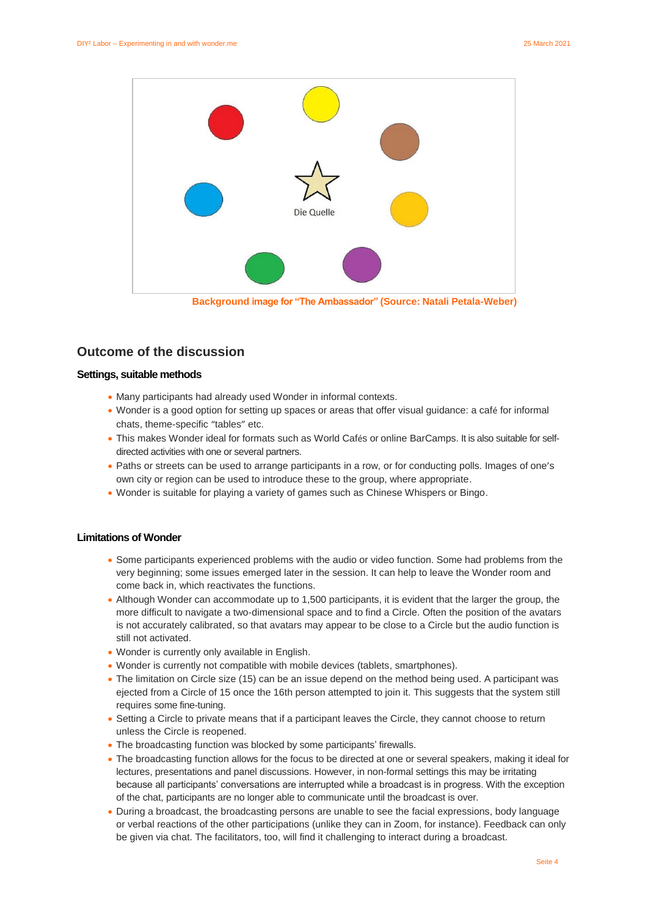Background image for "The Ambassador" (Source: Natali Petala-Weber)

## Outcome of the discussion

### Settings, suitable methods

- Many participants had already used Wonder in informal contexts.
- Wonder is a good option for setting up spaces or areas that offer visual guidance: a café for informal chats, theme-specific "tables" etc.
- This makes Wonder ideal for formats such as World Cafés or online BarCamps. It is also suitable for self-directed activities with one or several partners.
- Paths or streets can be used to arrange participants in a row, or for conducting polls. Images of one's own city or region can be used to introduce these to the group, where appropriate.
- Wonder is suitable for playing a variety of games such as Chinese Whispers or Bingo.

### Limitations of Wonder

- Some participants experienced problems with the audio or video function. Some had problems from the very beginning; some issues emerged later in the session. It can help to leave the Wonder room and come back in, which reactivates the functions.
- Although Wonder can accommodate up to 1,500 participants, it is evident that the larger the group, the more difficult to navigate a two-dimensional space and to find a Circle. Often the position of the avatars is not accurately calibrated, so that avatars may appear to be close to a Circle but the audio function is still not activated.
- Wonder is currently only available in English.
- Wonder is currently not compatible with mobile devices (tablets, smartphones).
- The limitation on Circle size (15) can be an issue depend on the method being used. A participant was ejected from a Circle of 15 once the 16th person attempted to join it. This suggests that the system still requires some fine-tuning.
- Setting a Circle to private means that if a participant leaves the Circle, they cannot choose to return unless the Circle is reopened.
- The broadcasting function was blocked by some participants' firewalls.
- The broadcasting function allows for the focus to be directed at one or several speakers, making it ideal for lectures, presentations and panel discussions. However, in non-formal settings this may be irritating because all participants' conversations are interrupted while a broadcast is in progress. With the exception of the chat, participants are no longer able to communicate until the broadcast is over.
- During a broadcast, the broadcasting persons are unable to see the facial expressions, body language or verbal reactions of the other participations (unlike they can in Zoom, for instance). Feedback can only be given via chat. The facilitators, too, will find it challenging to interact during a broadcast.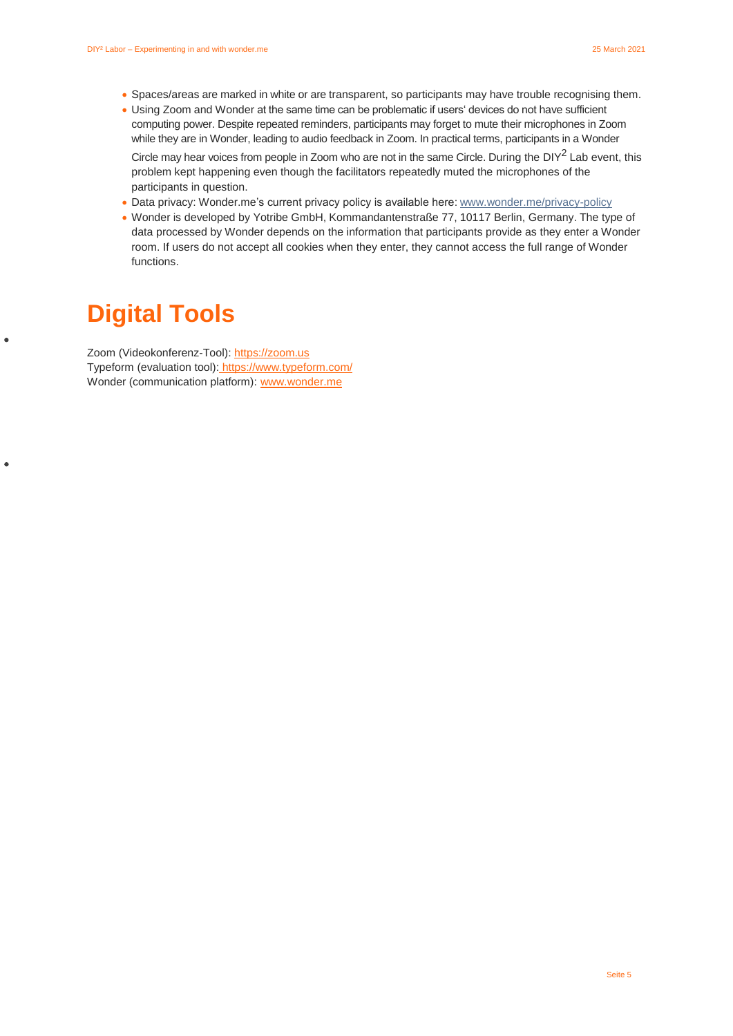- Spaces/areas are marked in white or are transparent, so participants may have trouble recognising them.
- Using Zoom and Wonder at the same time can be problematic if users' devices do not have sufficient computing power. Despite repeated reminders, participants may forget to mute their microphones in Zoom while they are in Wonder, leading to audio feedback in Zoom. In practical terms, participants in a Wonder Circle may hear voices from people in Zoom who are not in the same Circle. During the DIY² Lab event, this problem kept happening even though the facilitators repeatedly muted the microphones of the participants in question.
- Data privacy: Wonder.me's current privacy policy is available here: www.wonder.me/privacy-policy
- Wonder is developed by Yotribe GmbH, Kommandantenstraße 77, 10117 Berlin, Germany. The type of data processed by Wonder depends on the information that participants provide as they enter a Wonder room. If users do not accept all cookies when they enter, they cannot access the full range of Wonder functions.

# Digital Tools

Zoom (Videokonferenz-Tool): https://zoom.us
Typeform (evaluation tool): https://www.typeform.com/
Wonder (communication platform): www.wonder.me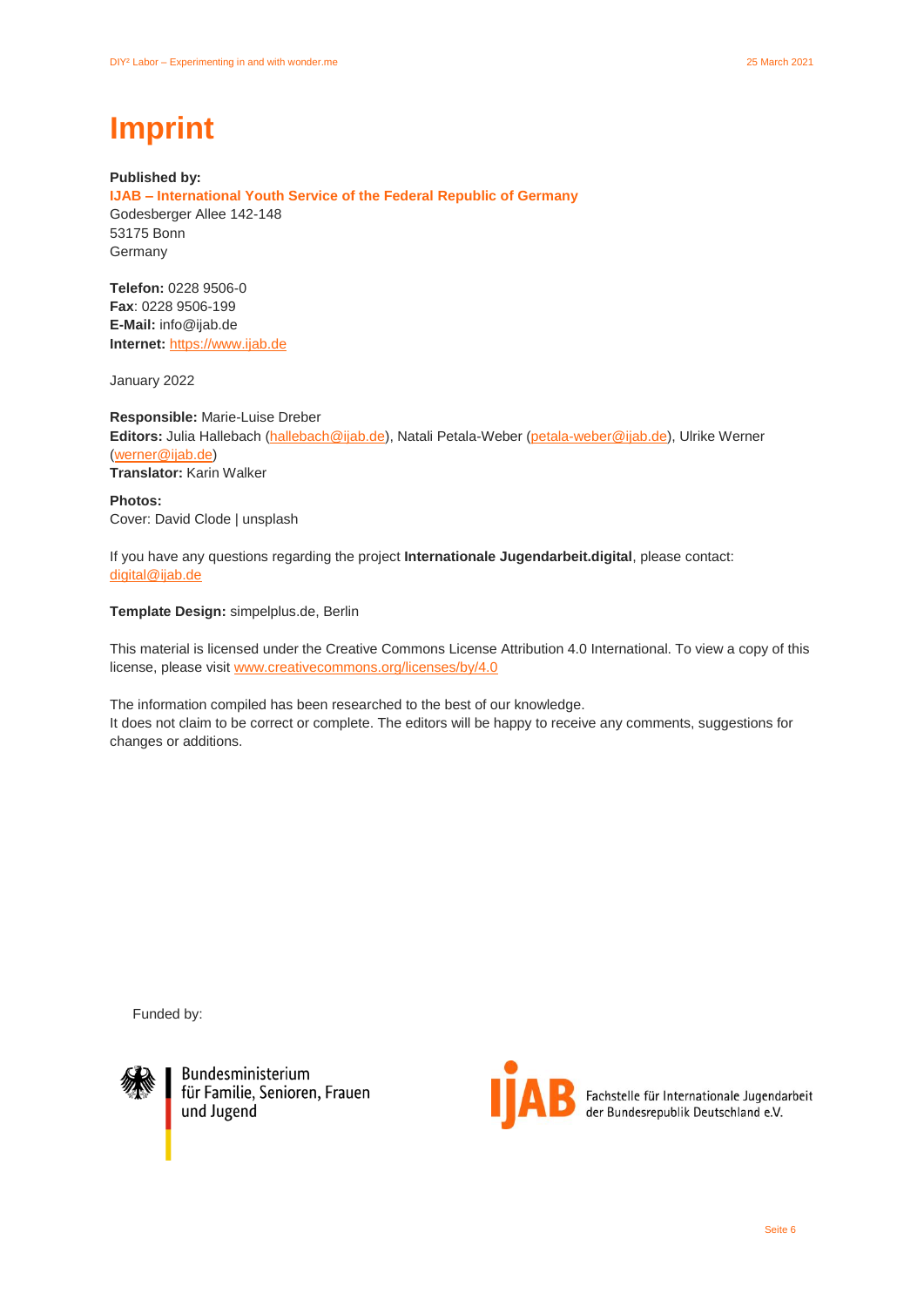# Imprint

**Published by:**
**IJAB – International Youth Service of the Federal Republic of Germany**
Godesberger Allee 142-148
53175 Bonn
Germany

**Telefon:** 0228 9506-0
**Fax**: 0228 9506-199
**E-Mail:** info@ijab.de
**Internet:** https://www.ijab.de

January 2022

**Responsible:** Marie-Luise Dreber
**Editors:** Julia Hallebach (hallebach@ijab.de), Natali Petala-Weber (petala-weber@ijab.de), Ulrike Werner (werner@ijab.de)
**Translator:** Karin Walker

**Photos:**
Cover: David Clode | unsplash

If you have any questions regarding the project **Internationale Jugendarbeit.digital**, please contact: digital@ijab.de

**Template Design:** simpelplus.de, Berlin

This material is licensed under the Creative Commons License Attribution 4.0 International. To view a copy of this license, please visit www.creativecommons.org/licenses/by/4.0

The information compiled has been researched to the best of our knowledge.
It does not claim to be correct or complete. The editors will be happy to receive any comments, suggestions for changes or additions.

Funded by:

Bundesministerium für Familie, Senioren, Frauen und Jugend

IJAB Fachstelle für Internationale Jugendarbeit der Bundesrepublik Deutschland e.V.